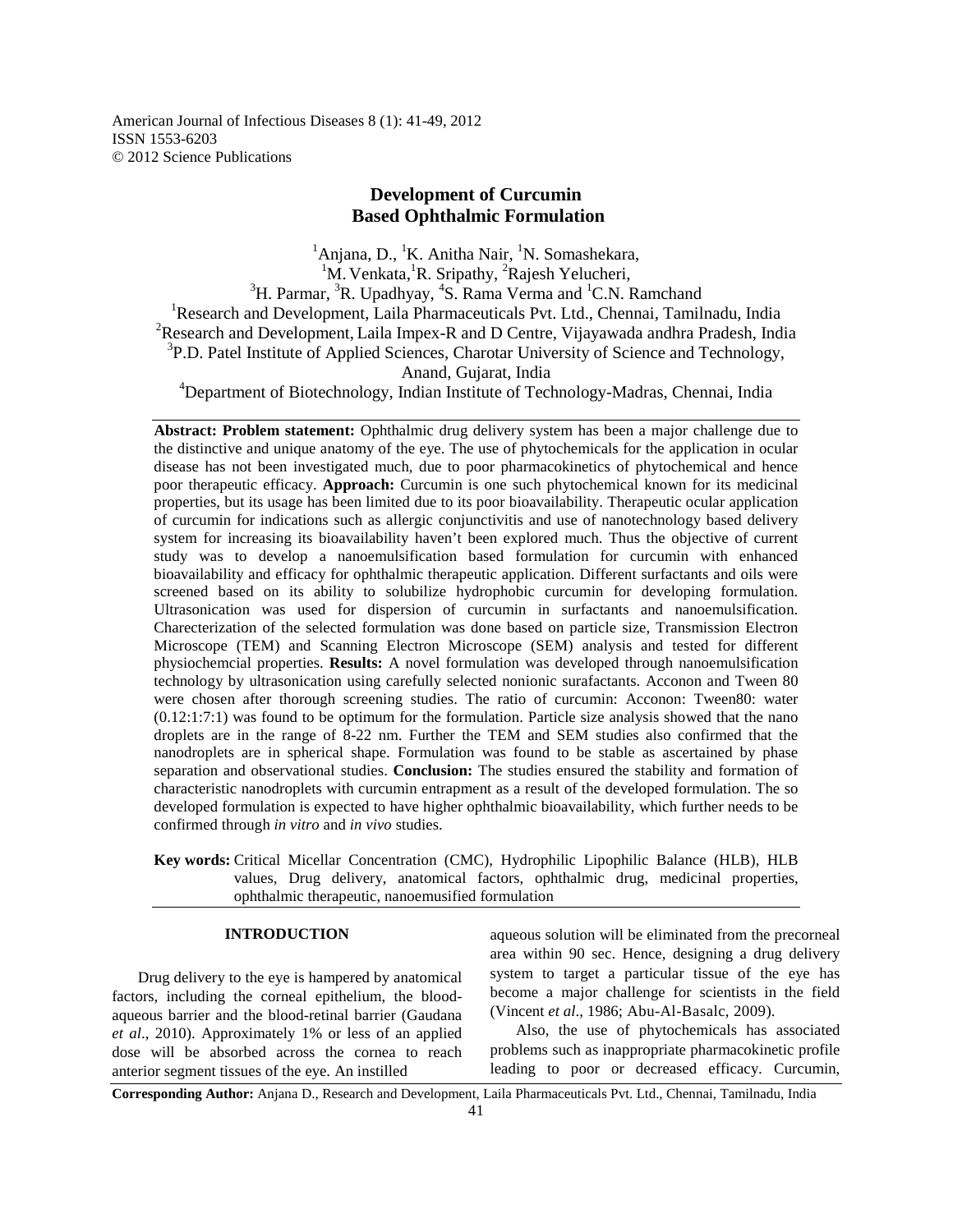American Journal of Infectious Diseases 8 (1): 41-49, 2012
ISSN 1553-6203
© 2012 Science Publications

# Development of Curcumin Based Ophthalmic Formulation

[1]Anjana, D., [1]K. Anitha Nair, [1]N. Somashekara, [1]M. Venkata, [1]R. Sripathy, [2]Rajesh Yelucheri, [3]H. Parmar, [3]R. Upadhyay, [4]S. Rama Verma and [1]C.N. Ramchand

[1]Research and Development, Laila Pharmaceuticals Pvt. Ltd., Chennai, Tamilnadu, India
[2]Research and Development, Laila Impex-R and D Centre, Vijayawada andhra Pradesh, India
[3]P.D. Patel Institute of Applied Sciences, Charotar University of Science and Technology, Anand, Gujarat, India
[4]Department of Biotechnology, Indian Institute of Technology-Madras, Chennai, India

**Abstract: Problem statement:** Ophthalmic drug delivery system has been a major challenge due to the distinctive and unique anatomy of the eye. The use of phytochemicals for the application in ocular disease has not been investigated much, due to poor pharmacokinetics of phytochemical and hence poor therapeutic efficacy. **Approach:** Curcumin is one such phytochemical known for its medicinal properties, but its usage has been limited due to its poor bioavailability. Therapeutic ocular application of curcumin for indications such as allergic conjunctivitis and use of nanotechnology based delivery system for increasing its bioavailability haven't been explored much. Thus the objective of current study was to develop a nanoemulsification based formulation for curcumin with enhanced bioavailability and efficacy for ophthalmic therapeutic application. Different surfactants and oils were screened based on its ability to solubilize hydrophobic curcumin for developing formulation. Ultrasonication was used for dispersion of curcumin in surfactants and nanoemulsification. Charecterization of the selected formulation was done based on particle size, Transmission Electron Microscope (TEM) and Scanning Electron Microscope (SEM) analysis and tested for different physiochemcial properties. **Results:** A novel formulation was developed through nanoemulsification technology by ultrasonication using carefully selected nonionic surafactants. Acconon and Tween 80 were chosen after thorough screening studies. The ratio of curcumin: Acconon: Tween80: water (0.12:1:7:1) was found to be optimum for the formulation. Particle size analysis showed that the nano droplets are in the range of 8-22 nm. Further the TEM and SEM studies also confirmed that the nanodroplets are in spherical shape. Formulation was found to be stable as ascertained by phase separation and observational studies. **Conclusion:** The studies ensured the stability and formation of characteristic nanodroplets with curcumin entrapment as a result of the developed formulation. The so developed formulation is expected to have higher ophthalmic bioavailability, which further needs to be confirmed through *in vitro* and *in vivo* studies.

**Key words:** Critical Micellar Concentration (CMC), Hydrophilic Lipophilic Balance (HLB), HLB values, Drug delivery, anatomical factors, ophthalmic drug, medicinal properties, ophthalmic therapeutic, nanoemusified formulation

## INTRODUCTION

Drug delivery to the eye is hampered by anatomical factors, including the corneal epithelium, the blood-aqueous barrier and the blood-retinal barrier (Gaudana *et al*., 2010). Approximately 1% or less of an applied dose will be absorbed across the cornea to reach anterior segment tissues of the eye. An instilled aqueous solution will be eliminated from the precorneal area within 90 sec. Hence, designing a drug delivery system to target a particular tissue of the eye has become a major challenge for scientists in the field (Vincent *et al*., 1986; Abu-Al-Basalc, 2009).

Also, the use of phytochemicals has associated problems such as inappropriate pharmacokinetic profile leading to poor or decreased efficacy. Curcumin,

**Corresponding Author:** Anjana D., Research and Development, Laila Pharmaceuticals Pvt. Ltd., Chennai, Tamilnadu, India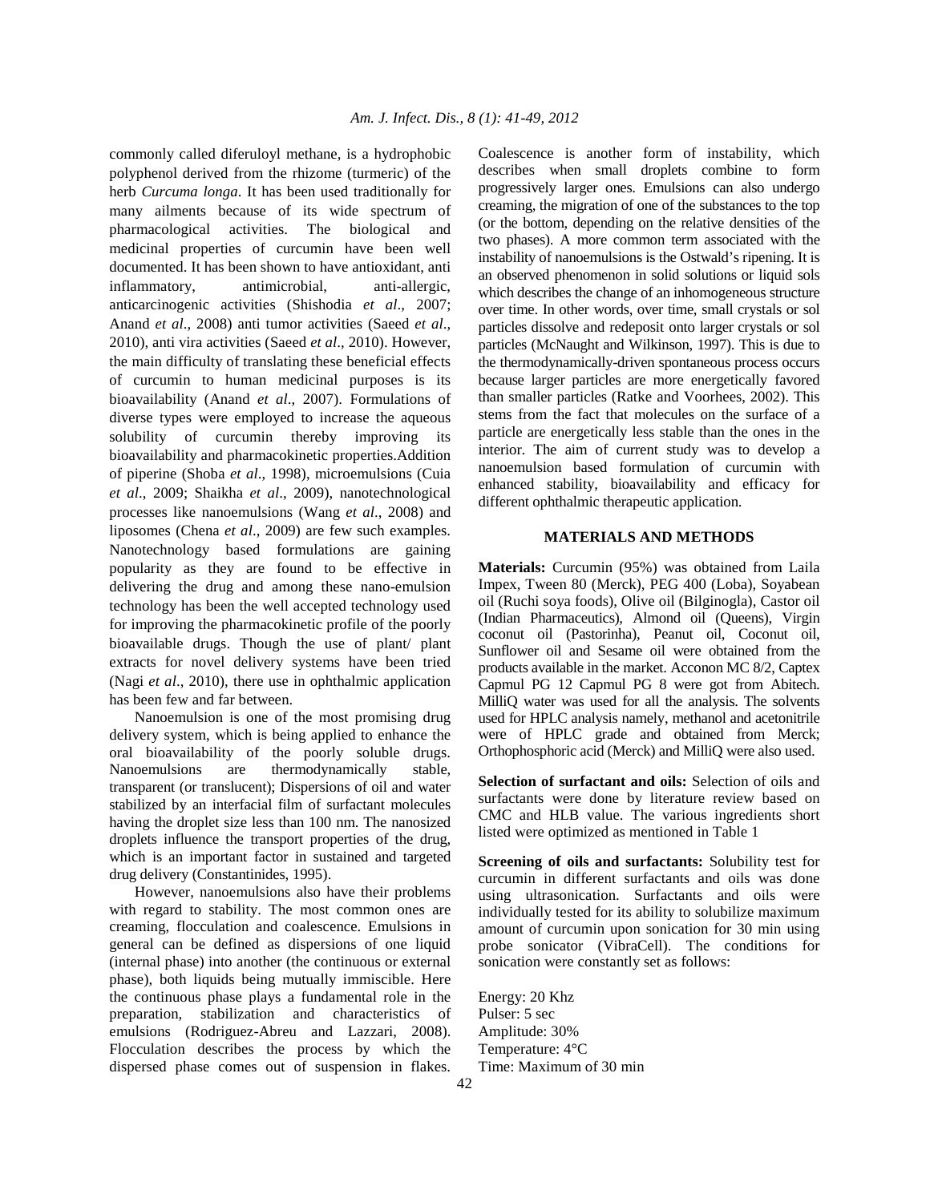commonly called diferuloyl methane, is a hydrophobic polyphenol derived from the rhizome (turmeric) of the herb *Curcuma longa*. It has been used traditionally for many ailments because of its wide spectrum of pharmacological activities. The biological and medicinal properties of curcumin have been well documented. It has been shown to have antioxidant, anti inflammatory, antimicrobial, anti-allergic, anticarcinogenic activities (Shishodia *et al*., 2007; Anand *et al*., 2008) anti tumor activities (Saeed *et al*., 2010), anti vira activities (Saeed *et al*., 2010). However, the main difficulty of translating these beneficial effects of curcumin to human medicinal purposes is its bioavailability (Anand *et al*., 2007). Formulations of diverse types were employed to increase the aqueous solubility of curcumin thereby improving its bioavailability and pharmacokinetic properties.Addition of piperine (Shoba *et al*., 1998), microemulsions (Cuia *et al*., 2009; Shaikha *et al*., 2009), nanotechnological processes like nanoemulsions (Wang *et al*., 2008) and liposomes (Chena *et al*., 2009) are few such examples. Nanotechnology based formulations are gaining popularity as they are found to be effective in delivering the drug and among these nano-emulsion technology has been the well accepted technology used for improving the pharmacokinetic profile of the poorly bioavailable drugs. Though the use of plant/ plant extracts for novel delivery systems have been tried (Nagi *et al*., 2010), there use in ophthalmic application has been few and far between.

Nanoemulsion is one of the most promising drug delivery system, which is being applied to enhance the oral bioavailability of the poorly soluble drugs. Nanoemulsions are thermodynamically stable, transparent (or translucent); Dispersions of oil and water stabilized by an interfacial film of surfactant molecules having the droplet size less than 100 nm. The nanosized droplets influence the transport properties of the drug, which is an important factor in sustained and targeted drug delivery (Constantinides, 1995).

However, nanoemulsions also have their problems with regard to stability. The most common ones are creaming, flocculation and coalescence. Emulsions in general can be defined as dispersions of one liquid (internal phase) into another (the continuous or external phase), both liquids being mutually immiscible. Here the continuous phase plays a fundamental role in the preparation, stabilization and characteristics of emulsions (Rodriguez-Abreu and Lazzari, 2008). Flocculation describes the process by which the dispersed phase comes out of suspension in flakes. Coalescence is another form of instability, which describes when small droplets combine to form progressively larger ones. Emulsions can also undergo creaming, the migration of one of the substances to the top (or the bottom, depending on the relative densities of the two phases). A more common term associated with the instability of nanoemulsions is the Ostwald's ripening. It is an observed phenomenon in solid solutions or liquid sols which describes the change of an inhomogeneous structure over time. In other words, over time, small crystals or sol particles dissolve and redeposit onto larger crystals or sol particles (McNaught and Wilkinson, 1997). This is due to the thermodynamically-driven spontaneous process occurs because larger particles are more energetically favored than smaller particles (Ratke and Voorhees, 2002). This stems from the fact that molecules on the surface of a particle are energetically less stable than the ones in the interior. The aim of current study was to develop a nanoemulsion based formulation of curcumin with enhanced stability, bioavailability and efficacy for different ophthalmic therapeutic application.

## MATERIALS AND METHODS

**Materials:** Curcumin (95%) was obtained from Laila Impex, Tween 80 (Merck), PEG 400 (Loba), Soyabean oil (Ruchi soya foods), Olive oil (Bilginogla), Castor oil (Indian Pharmaceutics), Almond oil (Queens), Virgin coconut oil (Pastorinha), Peanut oil, Coconut oil, Sunflower oil and Sesame oil were obtained from the products available in the market. Acconon MC 8/2, Captex Capmul PG 12 Capmul PG 8 were got from Abitech. MilliQ water was used for all the analysis. The solvents used for HPLC analysis namely, methanol and acetonitrile were of HPLC grade and obtained from Merck; Orthophosphoric acid (Merck) and MilliQ were also used.

**Selection of surfactant and oils:** Selection of oils and surfactants were done by literature review based on CMC and HLB value. The various ingredients short listed were optimized as mentioned in Table 1

**Screening of oils and surfactants:** Solubility test for curcumin in different surfactants and oils was done using ultrasonication. Surfactants and oils were individually tested for its ability to solubilize maximum amount of curcumin upon sonication for 30 min using probe sonicator (VibraCell). The conditions for sonication were constantly set as follows:

Energy: 20 Khz
Pulser: 5 sec
Amplitude: 30%
Temperature: 4°C
Time: Maximum of 30 min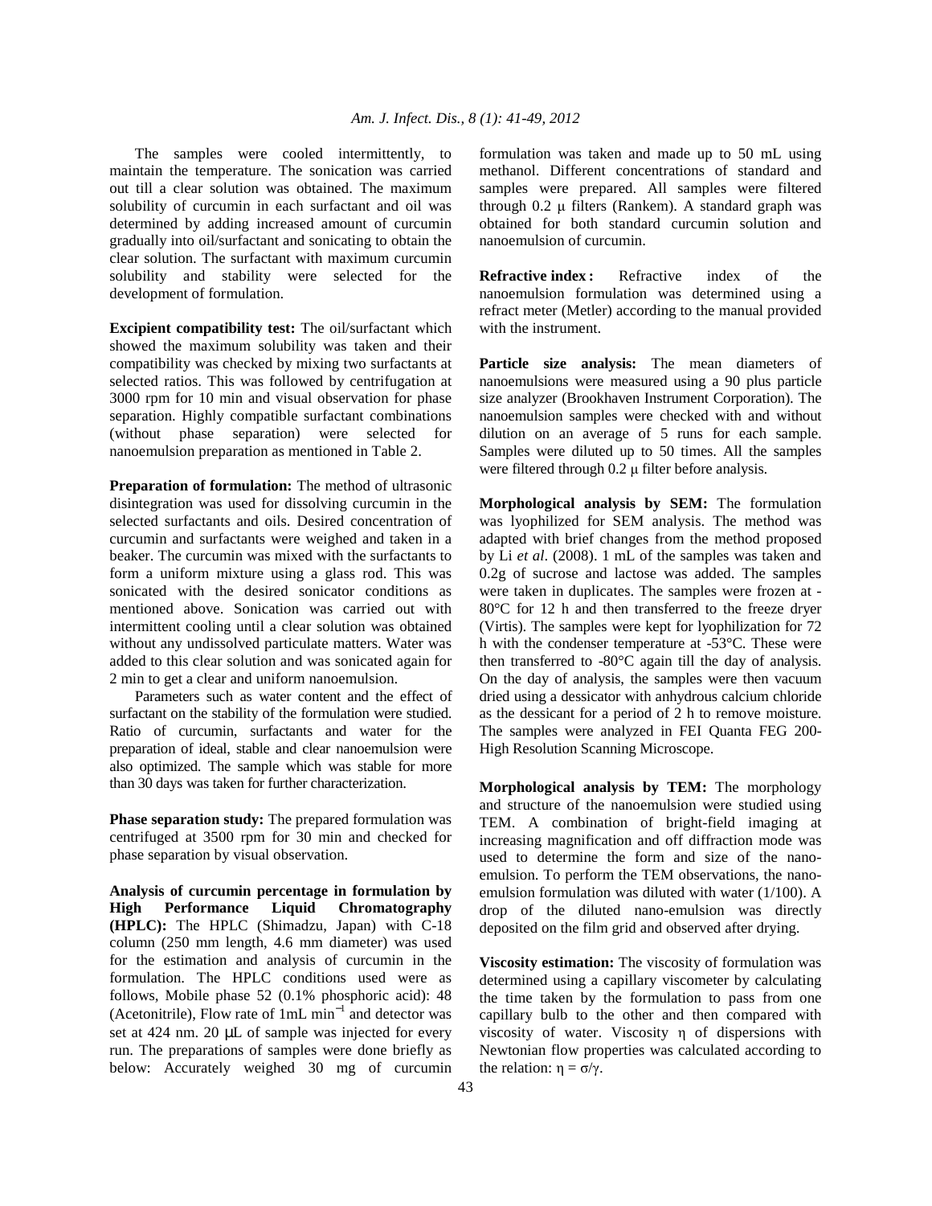The samples were cooled intermittently, to maintain the temperature. The sonication was carried out till a clear solution was obtained. The maximum solubility of curcumin in each surfactant and oil was determined by adding increased amount of curcumin gradually into oil/surfactant and sonicating to obtain the clear solution. The surfactant with maximum curcumin solubility and stability were selected for the development of formulation.

**Excipient compatibility test:** The oil/surfactant which showed the maximum solubility was taken and their compatibility was checked by mixing two surfactants at selected ratios. This was followed by centrifugation at 3000 rpm for 10 min and visual observation for phase separation. Highly compatible surfactant combinations (without phase separation) were selected for nanoemulsion preparation as mentioned in Table 2.

**Preparation of formulation:** The method of ultrasonic disintegration was used for dissolving curcumin in the selected surfactants and oils. Desired concentration of curcumin and surfactants were weighed and taken in a beaker. The curcumin was mixed with the surfactants to form a uniform mixture using a glass rod. This was sonicated with the desired sonicator conditions as mentioned above. Sonication was carried out with intermittent cooling until a clear solution was obtained without any undissolved particulate matters. Water was added to this clear solution and was sonicated again for 2 min to get a clear and uniform nanoemulsion.

Parameters such as water content and the effect of surfactant on the stability of the formulation were studied. Ratio of curcumin, surfactants and water for the preparation of ideal, stable and clear nanoemulsion were also optimized. The sample which was stable for more than 30 days was taken for further characterization.

**Phase separation study:** The prepared formulation was centrifuged at 3500 rpm for 30 min and checked for phase separation by visual observation.

**Analysis of curcumin percentage in formulation by High Performance Liquid Chromatography (HPLC):** The HPLC (Shimadzu, Japan) with C-18 column (250 mm length, 4.6 mm diameter) was used for the estimation and analysis of curcumin in the formulation. The HPLC conditions used were as follows, Mobile phase 52 (0.1% phosphoric acid): 48 (Acetonitrile), Flow rate of 1mL $\text{min}^{-1}$ and detector was set at 424 nm. 20 μL of sample was injected for every run. The preparations of samples were done briefly as below: Accurately weighed 30 mg of curcumin formulation was taken and made up to 50 mL using methanol. Different concentrations of standard and samples were prepared. All samples were filtered through 0.2 μ filters (Rankem). A standard graph was obtained for both standard curcumin solution and nanoemulsion of curcumin.

**Refractive index:** Refractive index of the nanoemulsion formulation was determined using a refract meter (Metler) according to the manual provided with the instrument.

**Particle size analysis:** The mean diameters of nanoemulsions were measured using a 90 plus particle size analyzer (Brookhaven Instrument Corporation). The nanoemulsion samples were checked with and without dilution on an average of 5 runs for each sample. Samples were diluted up to 50 times. All the samples were filtered through 0.2 μ filter before analysis.

**Morphological analysis by SEM:** The formulation was lyophilized for SEM analysis. The method was adapted with brief changes from the method proposed by Li *et al*. (2008). 1 mL of the samples was taken and 0.2g of sucrose and lactose was added. The samples were taken in duplicates. The samples were frozen at -80°C for 12 h and then transferred to the freeze dryer (Virtis). The samples were kept for lyophilization for 72 h with the condenser temperature at -53°C. These were then transferred to -80°C again till the day of analysis. On the day of analysis, the samples were then vacuum dried using a dessicator with anhydrous calcium chloride as the dessicant for a period of 2 h to remove moisture. The samples were analyzed in FEI Quanta FEG 200-High Resolution Scanning Microscope.

**Morphological analysis by TEM:** The morphology and structure of the nanoemulsion were studied using TEM. A combination of bright-field imaging at increasing magnification and off diffraction mode was used to determine the form and size of the nano-emulsion. To perform the TEM observations, the nano-emulsion formulation was diluted with water (1/100). A drop of the diluted nano-emulsion was directly deposited on the film grid and observed after drying.

**Viscosity estimation:** The viscosity of formulation was determined using a capillary viscometer by calculating the time taken by the formulation to pass from one capillary bulb to the other and then compared with viscosity of water. Viscosity $\eta$ of dispersions with Newtonian flow properties was calculated according to the relation: $\eta = \sigma/\gamma$.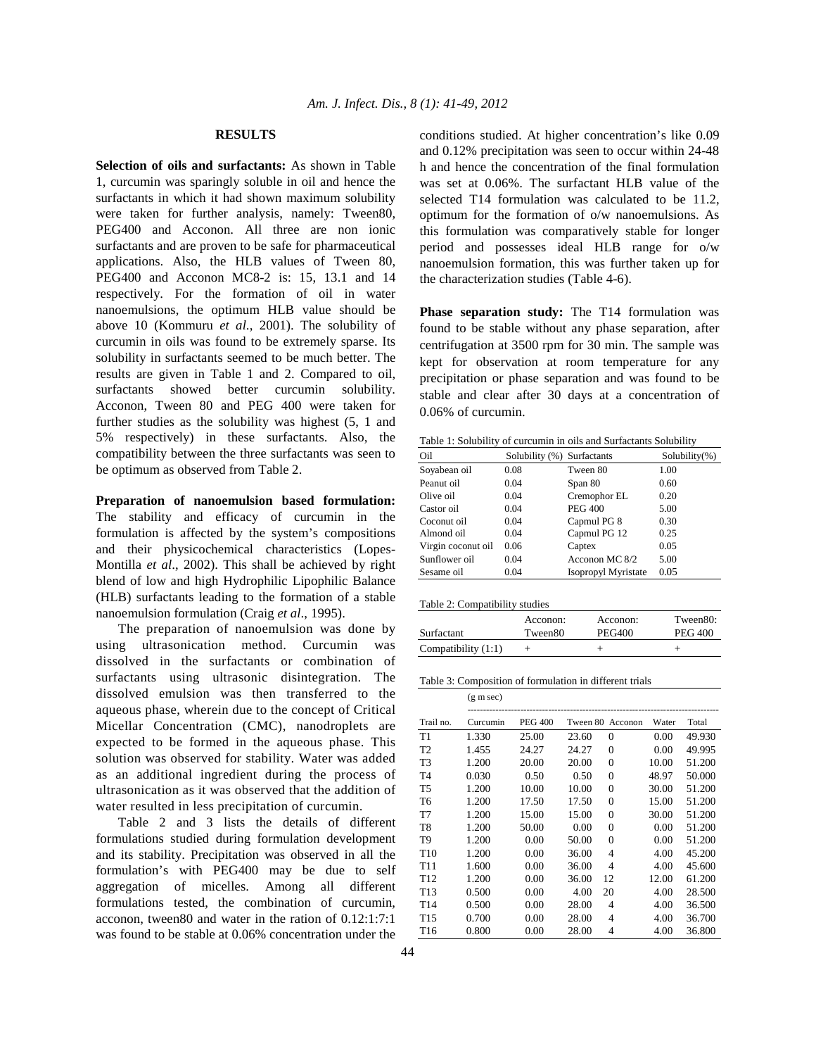## RESULTS

**Selection of oils and surfactants:** As shown in Table 1, curcumin was sparingly soluble in oil and hence the surfactants in which it had shown maximum solubility were taken for further analysis, namely: Tween80, PEG400 and Acconon. All three are non ionic surfactants and are proven to be safe for pharmaceutical applications. Also, the HLB values of Tween 80, PEG400 and Acconon MC8-2 is: 15, 13.1 and 14 respectively. For the formation of oil in water nanoemulsions, the optimum HLB value should be above 10 (Kommuru *et al*., 2001). The solubility of curcumin in oils was found to be extremely sparse. Its solubility in surfactants seemed to be much better. The results are given in Table 1 and 2. Compared to oil, surfactants showed better curcumin solubility. Acconon, Tween 80 and PEG 400 were taken for further studies as the solubility was highest (5, 1 and 5% respectively) in these surfactants. Also, the compatibility between the three surfactants was seen to be optimum as observed from Table 2.

**Preparation of nanoemulsion based formulation:** The stability and efficacy of curcumin in the formulation is affected by the system's compositions and their physicochemical characteristics (Lopes-Montilla *et al*., 2002). This shall be achieved by right blend of low and high Hydrophilic Lipophilic Balance (HLB) surfactants leading to the formation of a stable nanoemulsion formulation (Craig *et al*., 1995).

The preparation of nanoemulsion was done by using ultrasonication method. Curcumin was dissolved in the surfactants or combination of surfactants using ultrasonic disintegration. The dissolved emulsion was then transferred to the aqueous phase, wherein due to the concept of Critical Micellar Concentration (CMC), nanodroplets are expected to be formed in the aqueous phase. This solution was observed for stability. Water was added as an additional ingredient during the process of ultrasonication as it was observed that the addition of water resulted in less precipitation of curcumin.

Table 2 and 3 lists the details of different formulations studied during formulation development and its stability. Precipitation was observed in all the formulation's with PEG400 may be due to self aggregation of micelles. Among all different formulations tested, the combination of curcumin, acconon, tween80 and water in the ration of 0.12:1:7:1 was found to be stable at 0.06% concentration under the conditions studied. At higher concentration's like 0.09 and 0.12% precipitation was seen to occur within 24-48 h and hence the concentration of the final formulation was set at 0.06%. The surfactant HLB value of the selected T14 formulation was calculated to be 11.2, optimum for the formation of o/w nanoemulsions. As this formulation was comparatively stable for longer period and possesses ideal HLB range for o/w nanoemulsion formation, this was further taken up for the characterization studies (Table 4-6).

**Phase separation study:** The T14 formulation was found to be stable without any phase separation, after centrifugation at 3500 rpm for 30 min. The sample was kept for observation at room temperature for any precipitation or phase separation and was found to be stable and clear after 30 days at a concentration of 0.06% of curcumin.

Table 1: Solubility of curcumin in oils and Surfactants Solubility

| Oil | Solubility (%) | Surfactants | Solubility(%) |
|---|---|---|---|
| Soyabean oil | 0.08 | Tween 80 | 1.00 |
| Peanut oil | 0.04 | Span 80 | 0.60 |
| Olive oil | 0.04 | Cremophor EL | 0.20 |
| Castor oil | 0.04 | PEG 400 | 5.00 |
| Coconut oil | 0.04 | Capmul PG 8 | 0.30 |
| Almond oil | 0.04 | Capmul PG 12 | 0.25 |
| Virgin coconut oil | 0.06 | Captex | 0.05 |
| Sunflower oil | 0.04 | Acconon MC 8/2 | 5.00 |
| Sesame oil | 0.04 | Isopropyl Myristate | 0.05 |

Table 2: Compatibility studies

| Surfactant | Acconon: Tween80 | Acconon: PEG400 | Tween80: PEG 400 |
|---|---|---|---|
| Compatibility (1:1) | + | + | + |

Table 3: Composition of formulation in different trials

| | (g m sec) | | | | | |
|---|---|---|---|---|---|---|
| Trail no. | Curcumin | PEG 400 | Tween 80 | Acconon | Water | Total |
| T1 | 1.330 | 25.00 | 23.60 | 0 | 0.00 | 49.930 |
| T2 | 1.455 | 24.27 | 24.27 | 0 | 0.00 | 49.995 |
| T3 | 1.200 | 20.00 | 20.00 | 0 | 10.00 | 51.200 |
| T4 | 0.030 | 0.50 | 0.50 | 0 | 48.97 | 50.000 |
| T5 | 1.200 | 10.00 | 10.00 | 0 | 30.00 | 51.200 |
| T6 | 1.200 | 17.50 | 17.50 | 0 | 15.00 | 51.200 |
| T7 | 1.200 | 15.00 | 15.00 | 0 | 30.00 | 51.200 |
| T8 | 1.200 | 50.00 | 0.00 | 0 | 0.00 | 51.200 |
| T9 | 1.200 | 0.00 | 50.00 | 0 | 0.00 | 51.200 |
| T10 | 1.200 | 0.00 | 36.00 | 4 | 4.00 | 45.200 |
| T11 | 1.600 | 0.00 | 36.00 | 4 | 4.00 | 45.600 |
| T12 | 1.200 | 0.00 | 36.00 | 12 | 12.00 | 61.200 |
| T13 | 0.500 | 0.00 | 4.00 | 20 | 4.00 | 28.500 |
| T14 | 0.500 | 0.00 | 28.00 | 4 | 4.00 | 36.500 |
| T15 | 0.700 | 0.00 | 28.00 | 4 | 4.00 | 36.700 |
| T16 | 0.800 | 0.00 | 28.00 | 4 | 4.00 | 36.800 |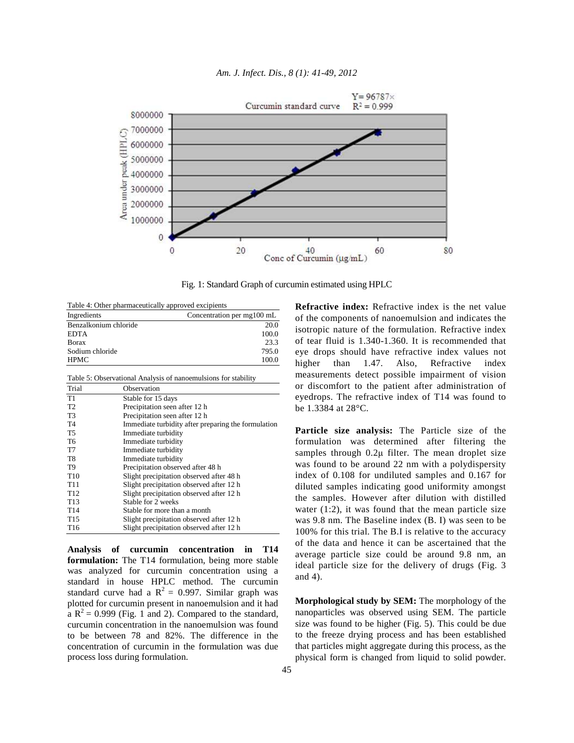Fig. 1: Standard Graph of curcumin estimated using HPLC

Table 4: Other pharmaceutically approved excipients

| Ingredients | Concentration per mg100 mL |
|---|---|
| Benzalkonium chloride | 20.0 |
| EDTA | 100.0 |
| Borax | 23.3 |
| Sodium chloride | 795.0 |
| HPMC | 100.0 |

Table 5: Observational Analysis of nanoemulsions for stability

| Trial | Observation |
|---|---|
| T1 | Stable for 15 days |
| T2 | Precipitation seen after 12 h |
| T3 | Precipitation seen after 12 h |
| T4 | Immediate turbidity after preparing the formulation |
| T5 | Immediate turbidity |
| T6 | Immediate turbidity |
| T7 | Immediate turbidity |
| T8 | Immediate turbidity |
| T9 | Precipitation observed after 48 h |
| T10 | Slight precipitation observed after 48 h |
| T11 | Slight precipitation observed after 12 h |
| T12 | Slight precipitation observed after 12 h |
| T13 | Stable for 2 weeks |
| T14 | Stable for more than a month |
| T15 | Slight precipitation observed after 12 h |
| T16 | Slight precipitation observed after 12 h |

**Analysis of curcumin concentration in T14 formulation:** The T14 formulation, being more stable was analyzed for curcumin concentration using a standard in house HPLC method. The curcumin standard curve had a $R^2 = 0.997$. Similar graph was plotted for curcumin present in nanoemulsion and it had a $R^2 = 0.999$ (Fig. 1 and 2). Compared to the standard, curcumin concentration in the nanoemulsion was found to be between 78 and 82%. The difference in the concentration of curcumin in the formulation was due process loss during formulation.

**Refractive index:** Refractive index is the net value of the components of nanoemulsion and indicates the isotropic nature of the formulation. Refractive index of tear fluid is 1.340-1.360. It is recommended that eye drops should have refractive index values not higher than 1.47. Also, Refractive index measurements detect possible impairment of vision or discomfort to the patient after administration of eyedrops. The refractive index of T14 was found to be 1.3384 at 28°C.

**Particle size analysis:** The Particle size of the formulation was determined after filtering the samples through 0.2μ filter. The mean droplet size was found to be around 22 nm with a polydispersity index of 0.108 for undiluted samples and 0.167 for diluted samples indicating good uniformity amongst the samples. However after dilution with distilled water (1:2), it was found that the mean particle size was 9.8 nm. The Baseline index (B. I) was seen to be 100% for this trial. The B.I is relative to the accuracy of the data and hence it can be ascertained that the average particle size could be around 9.8 nm, an ideal particle size for the delivery of drugs (Fig. 3 and 4).

**Morphological study by SEM:** The morphology of the nanoparticles was observed using SEM. The particle size was found to be higher (Fig. 5). This could be due to the freeze drying process and has been established that particles might aggregate during this process, as the physical form is changed from liquid to solid powder.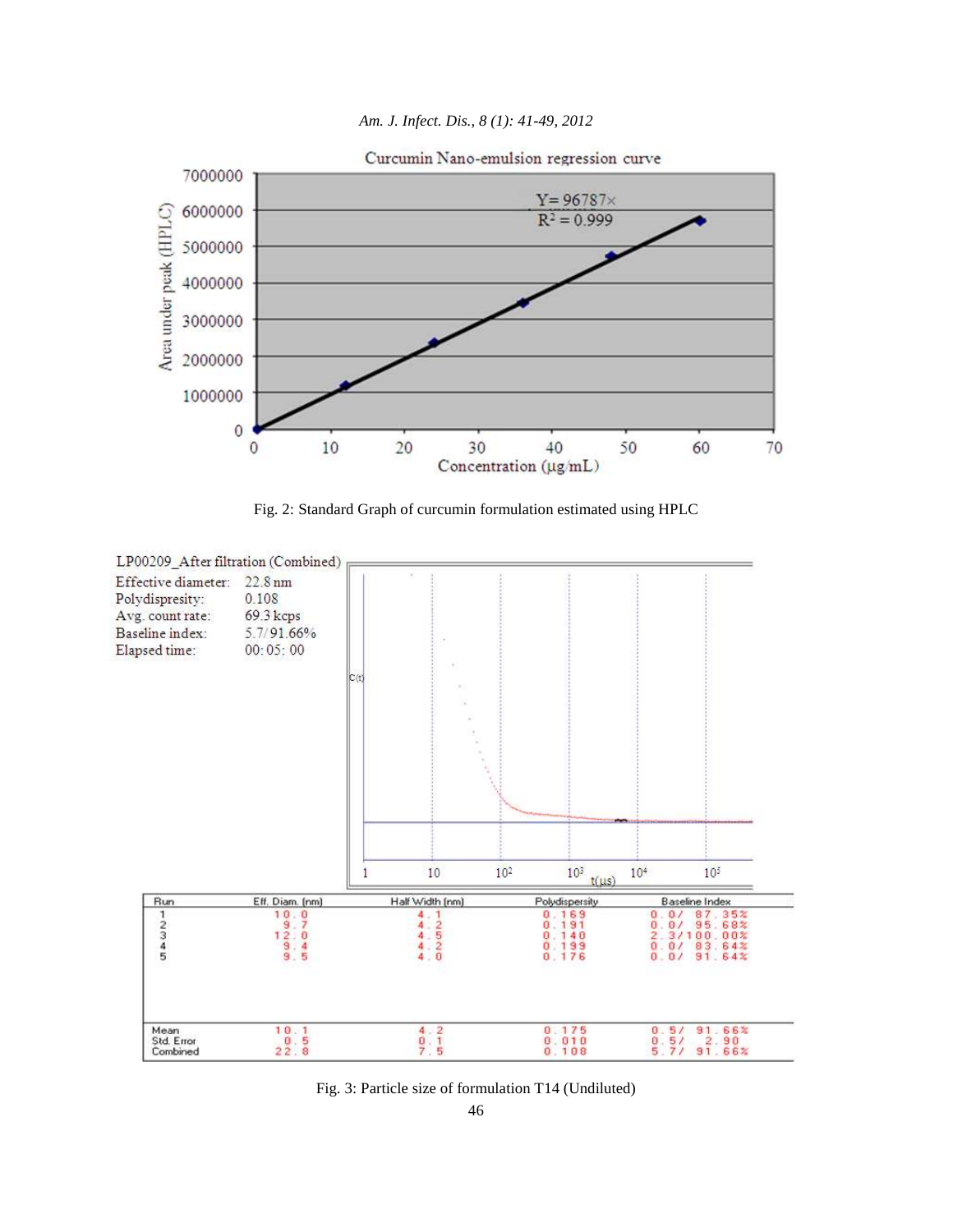Fig. 2: Standard Graph of curcumin formulation estimated using HPLC

LP00209_After filtration (Combined)

| | |
|---|---|
| Effective diameter: | 22.8 nm |
| Polydispresity: | 0.108 |
| Avg. count rate: | 69.3 kcps |
| Baseline index: | 5.7/91.66% |
| Elapsed time: | 00:05:00 |

| Run | Eff. Diam. (nm) | Half Width (nm) | Polydispersity | Baseline Index |
|---|---|---|---|---|
| 1 | 10.0 | 4.1 | 0.169 | 0.0/ 87.35% |
| 2 | 9.7 | 4.2 | 0.191 | 0.0/ 95.68% |
| 3 | 12.0 | 4.5 | 0.140 | 2.3/100.00% |
| 4 | 9.4 | 4.2 | 0.199 | 0.0/ 83.64% |
| 5 | 9.5 | 4.0 | 0.176 | 0.0/ 91.64% |
| Mean | 10.1 | 4.2 | 0.175 | 0.5/ 91.66% |
| Std. Error | 0.5 | 0.1 | 0.010 | 0.5/ 2.90 |
| Combined | 22.8 | 7.5 | 0.108 | 5.7/ 91.66% |

Fig. 3: Particle size of formulation T14 (Undiluted)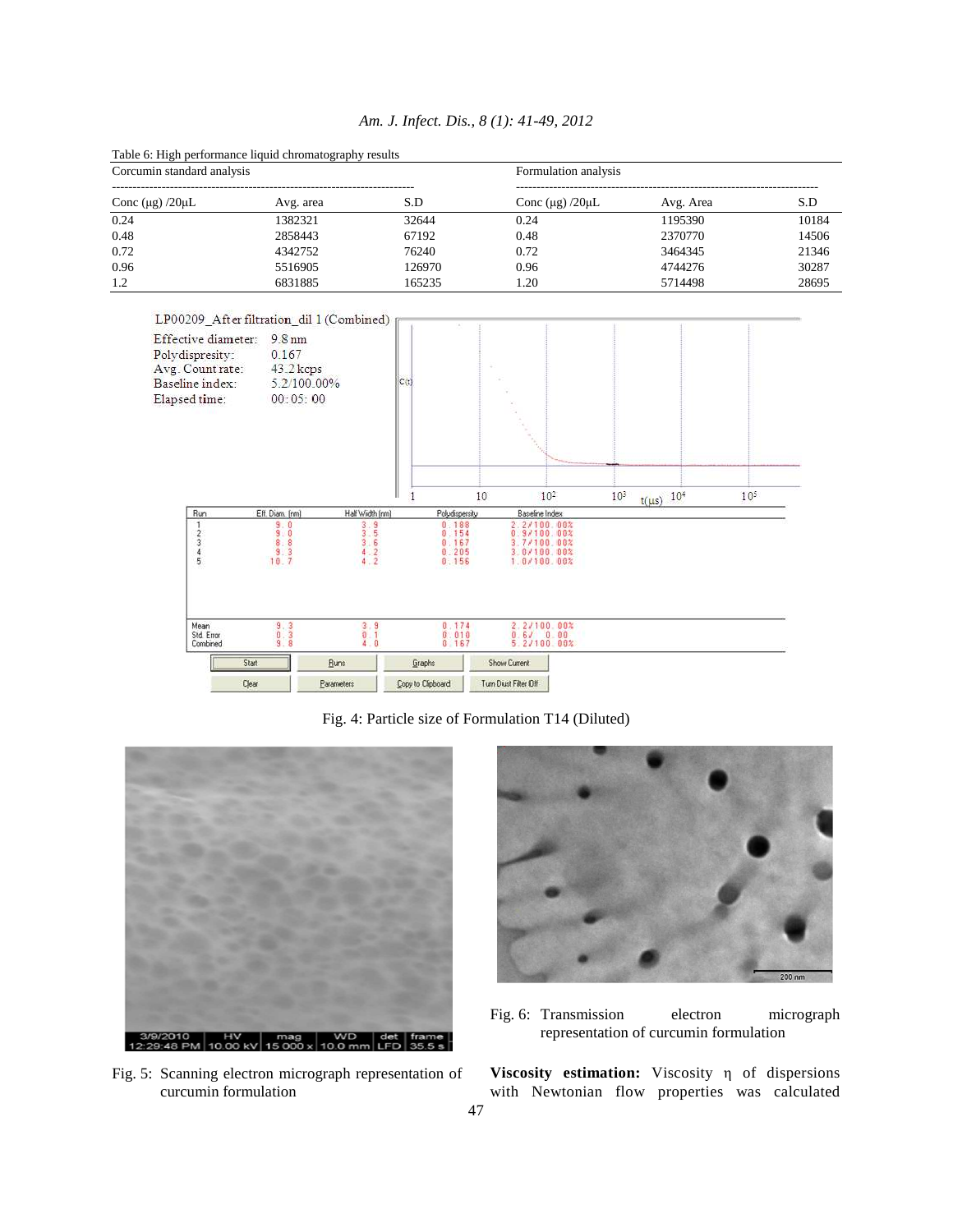Table 6: High performance liquid chromatography results

| Corcumin standard analysis | | | Formulation analysis | | |
|---|---|---|---|---|---|
| Conc (μg) /20μL | Avg. area | S.D | Conc (μg) /20μL | Avg. Area | S.D |
| 0.24 | 1382321 | 32644 | 0.24 | 1195390 | 10184 |
| 0.48 | 2858443 | 67192 | 0.48 | 2370770 | 14506 |
| 0.72 | 4342752 | 76240 | 0.72 | 3464345 | 21346 |
| 0.96 | 5516905 | 126970 | 0.96 | 4744276 | 30287 |
| 1.2 | 6831885 | 165235 | 1.20 | 5714498 | 28695 |

Fig. 4: Particle size of Formulation T14 (Diluted)

Fig. 5: Scanning electron micrograph representation of curcumin formulation

Fig. 6: Transmission electron micrograph representation of curcumin formulation

**Viscosity estimation:** Viscosity η of dispersions with Newtonian flow properties was calculated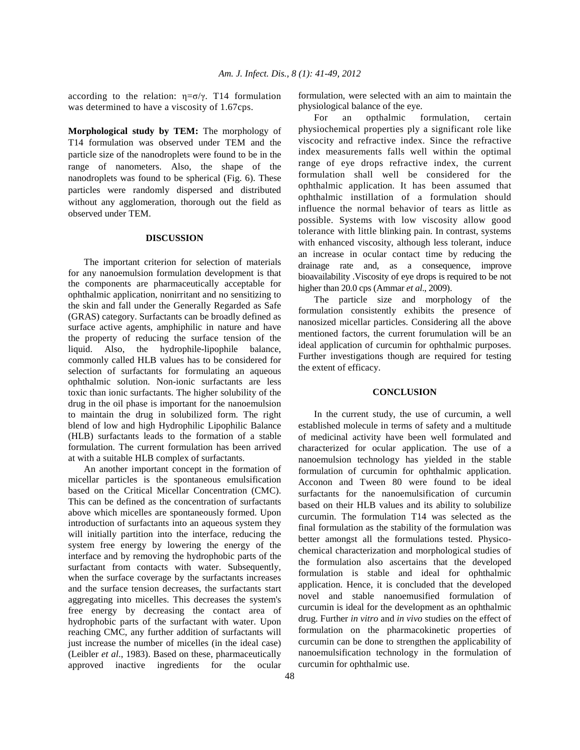according to the relation: $\eta=\sigma/\gamma$. T14 formulation was determined to have a viscosity of 1.67cps.

**Morphological study by TEM:** The morphology of T14 formulation was observed under TEM and the particle size of the nanodroplets were found to be in the range of nanometers. Also, the shape of the nanodroplets was found to be spherical (Fig. 6). These particles were randomly dispersed and distributed without any agglomeration, thorough out the field as observed under TEM.

## DISCUSSION

The important criterion for selection of materials for any nanoemulsion formulation development is that the components are pharmaceutically acceptable for ophthalmic application, nonirritant and no sensitizing to the skin and fall under the Generally Regarded as Safe (GRAS) category. Surfactants can be broadly defined as surface active agents, amphiphilic in nature and have the property of reducing the surface tension of the liquid. Also, the hydrophile-lipophile balance, commonly called HLB values has to be considered for selection of surfactants for formulating an aqueous ophthalmic solution. Non-ionic surfactants are less toxic than ionic surfactants. The higher solubility of the drug in the oil phase is important for the nanoemulsion to maintain the drug in solubilized form. The right blend of low and high Hydrophilic Lipophilic Balance (HLB) surfactants leads to the formation of a stable formulation. The current formulation has been arrived at with a suitable HLB complex of surfactants.

An another important concept in the formation of micellar particles is the spontaneous emulsification based on the Critical Micellar Concentration (CMC). This can be defined as the concentration of surfactants above which micelles are spontaneously formed. Upon introduction of surfactants into an aqueous system they will initially partition into the interface, reducing the system free energy by lowering the energy of the interface and by removing the hydrophobic parts of the surfactant from contacts with water. Subsequently, when the surface coverage by the surfactants increases and the surface tension decreases, the surfactants start aggregating into micelles. This decreases the system's free energy by decreasing the contact area of hydrophobic parts of the surfactant with water. Upon reaching CMC, any further addition of surfactants will just increase the number of micelles (in the ideal case) (Leibler *et al*., 1983). Based on these, pharmaceutically approved inactive ingredients for the ocular formulation, were selected with an aim to maintain the physiological balance of the eye.

For an opthalmic formulation, certain physiochemical properties ply a significant role like viscocity and refractive index. Since the refractive index measurements falls well within the optimal range of eye drops refractive index, the current formulation shall well be considered for the ophthalmic application. It has been assumed that ophthalmic instillation of a formulation should influence the normal behavior of tears as little as possible. Systems with low viscosity allow good tolerance with little blinking pain. In contrast, systems with enhanced viscosity, although less tolerant, induce an increase in ocular contact time by reducing the drainage rate and, as a consequence, improve bioavailability .Viscosity of eye drops is required to be not higher than 20.0 cps (Ammar *et al*., 2009).

The particle size and morphology of the formulation consistently exhibits the presence of nanosized micellar particles. Considering all the above mentioned factors, the current forumulation will be an ideal application of curcumin for ophthalmic purposes. Further investigations though are required for testing the extent of efficacy.

## CONCLUSION

In the current study, the use of curcumin, a well established molecule in terms of safety and a multitude of medicinal activity have been well formulated and characterized for ocular application. The use of a nanoemulsion technology has yielded in the stable formulation of curcumin for ophthalmic application. Acconon and Tween 80 were found to be ideal surfactants for the nanoemulsification of curcumin based on their HLB values and its ability to solubilize curcumin. The formulation T14 was selected as the final formulation as the stability of the formulation was better amongst all the formulations tested. Physico-chemical characterization and morphological studies of the formulation also ascertains that the developed formulation is stable and ideal for ophthalmic application. Hence, it is concluded that the developed novel and stable nanoemusified formulation of curcumin is ideal for the development as an ophthalmic drug. Further *in vitro* and *in vivo* studies on the effect of formulation on the pharmacokinetic properties of curcumin can be done to strengthen the applicability of nanoemulsification technology in the formulation of curcumin for ophthalmic use.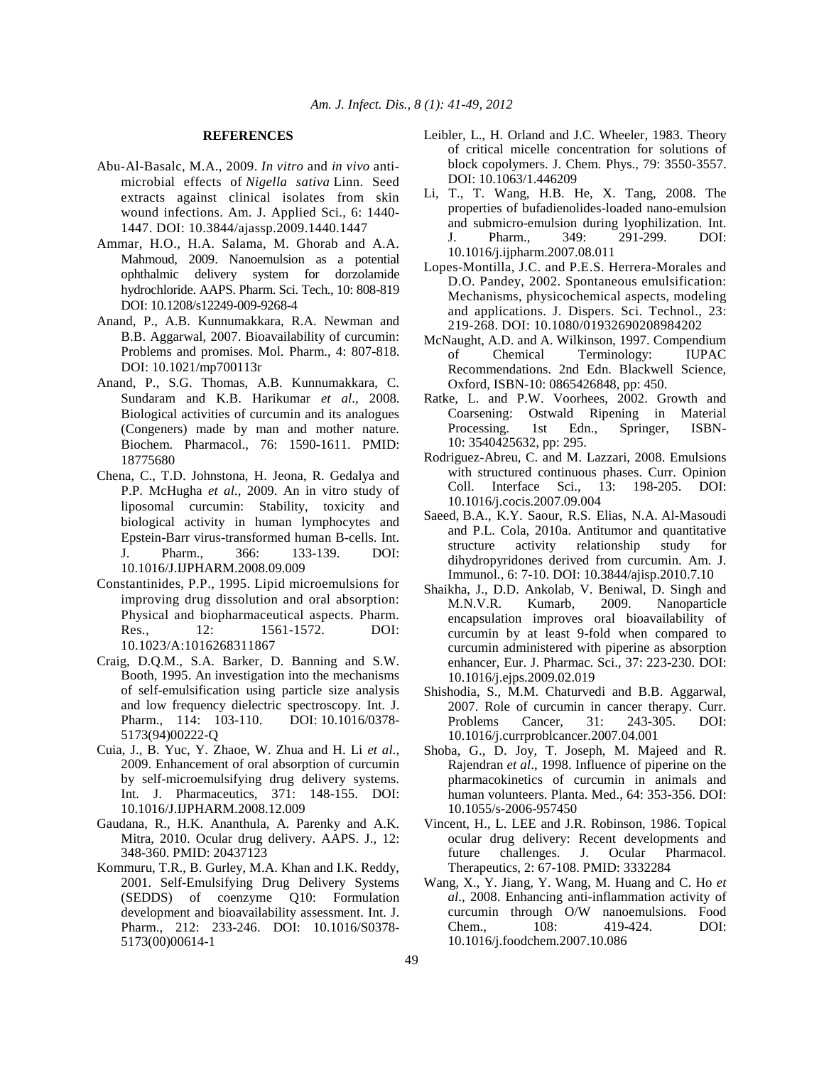## REFERENCES

Abu-Al-Basalc, M.A., 2009. *In vitro* and *in vivo* antimicrobial effects of *Nigella sativa* Linn. Seed extracts against clinical isolates from skin wound infections. Am. J. Applied Sci., 6: 1440-1447. DOI: 10.3844/ajassp.2009.1440.1447

Ammar, H.O., H.A. Salama, M. Ghorab and A.A. Mahmoud, 2009. Nanoemulsion as a potential ophthalmic delivery system for dorzolamide hydrochloride. AAPS. Pharm. Sci. Tech., 10: 808-819 DOI: 10.1208/s12249-009-9268-4

Anand, P., A.B. Kunnumakkara, R.A. Newman and B.B. Aggarwal, 2007. Bioavailability of curcumin: Problems and promises. Mol. Pharm., 4: 807-818. DOI: 10.1021/mp700113r

Anand, P., S.G. Thomas, A.B. Kunnumakkara, C. Sundaram and K.B. Harikumar *et al*., 2008. Biological activities of curcumin and its analogues (Congeners) made by man and mother nature. Biochem. Pharmacol., 76: 1590-1611. PMID: 18775680

Chena, C., T.D. Johnstona, H. Jeona, R. Gedalya and P.P. McHugha *et al*., 2009. An in vitro study of liposomal curcumin: Stability, toxicity and biological activity in human lymphocytes and Epstein-Barr virus-transformed human B-cells. Int. J. Pharm., 366: 133-139. DOI: 10.1016/J.IJPHARM.2008.09.009

Constantinides, P.P., 1995. Lipid microemulsions for improving drug dissolution and oral absorption: Physical and biopharmaceutical aspects. Pharm. Res., 12: 1561-1572. DOI: 10.1023/A:1016268311867

Craig, D.Q.M., S.A. Barker, D. Banning and S.W. Booth, 1995. An investigation into the mechanisms of self-emulsification using particle size analysis and low frequency dielectric spectroscopy. Int. J. Pharm., 114: 103-110. DOI: 10.1016/0378-5173(94)00222-Q

Cuia, J., B. Yuc, Y. Zhaoe, W. Zhua and H. Li *et al*., 2009. Enhancement of oral absorption of curcumin by self-microemulsifying drug delivery systems. Int. J. Pharmaceutics, 371: 148-155. DOI: 10.1016/J.IJPHARM.2008.12.009

Gaudana, R., H.K. Ananthula, A. Parenky and A.K. Mitra, 2010. Ocular drug delivery. AAPS. J., 12: 348-360. PMID: 20437123

Kommuru, T.R., B. Gurley, M.A. Khan and I.K. Reddy, 2001. Self-Emulsifying Drug Delivery Systems (SEDDS) of coenzyme Q10: Formulation development and bioavailability assessment. Int. J. Pharm., 212: 233-246. DOI: 10.1016/S0378-5173(00)00614-1

Leibler, L., H. Orland and J.C. Wheeler, 1983. Theory of critical micelle concentration for solutions of block copolymers. J. Chem. Phys., 79: 3550-3557. DOI: 10.1063/1.446209

Li, T., T. Wang, H.B. He, X. Tang, 2008. The properties of bufadienolides-loaded nano-emulsion and submicro-emulsion during lyophilization. Int. J. Pharm., 349: 291-299. DOI: 10.1016/j.ijpharm.2007.08.011

Lopes-Montilla, J.C. and P.E.S. Herrera-Morales and D.O. Pandey, 2002. Spontaneous emulsification: Mechanisms, physicochemical aspects, modeling and applications. J. Dispers. Sci. Technol., 23: 219-268. DOI: 10.1080/01932690208984202

McNaught, A.D. and A. Wilkinson, 1997. Compendium of Chemical Terminology: IUPAC Recommendations. 2nd Edn. Blackwell Science, Oxford, ISBN-10: 0865426848, pp: 450.

Ratke, L. and P.W. Voorhees, 2002. Growth and Coarsening: Ostwald Ripening in Material Processing. 1st Edn., Springer, ISBN-10: 3540425632, pp: 295.

Rodriguez-Abreu, C. and M. Lazzari, 2008. Emulsions with structured continuous phases. Curr. Opinion Coll. Interface Sci., 13: 198-205. DOI: 10.1016/j.cocis.2007.09.004

Saeed, B.A., K.Y. Saour, R.S. Elias, N.A. Al-Masoudi and P.L. Cola, 2010a. Antitumor and quantitative structure activity relationship study for dihydropyridones derived from curcumin. Am. J. Immunol., 6: 7-10. DOI: 10.3844/ajisp.2010.7.10

Shaikha, J., D.D. Ankolab, V. Beniwal, D. Singh and M.N.V.R. Kumarb, 2009. Nanoparticle encapsulation improves oral bioavailability of curcumin by at least 9-fold when compared to curcumin administered with piperine as absorption enhancer, Eur. J. Pharmac. Sci., 37: 223-230. DOI: 10.1016/j.ejps.2009.02.019

Shishodia, S., M.M. Chaturvedi and B.B. Aggarwal, 2007. Role of curcumin in cancer therapy. Curr. Problems Cancer, 31: 243-305. DOI: 10.1016/j.currproblcancer.2007.04.001

Shoba, G., D. Joy, T. Joseph, M. Majeed and R. Rajendran *et al*., 1998. Influence of piperine on the pharmacokinetics of curcumin in animals and human volunteers. Planta. Med., 64: 353-356. DOI: 10.1055/s-2006-957450

Vincent, H., L. LEE and J.R. Robinson, 1986. Topical ocular drug delivery: Recent developments and future challenges. J. Ocular Pharmacol. Therapeutics, 2: 67-108. PMID: 3332284

Wang, X., Y. Jiang, Y. Wang, M. Huang and C. Ho *et al*., 2008. Enhancing anti-inflammation activity of curcumin through O/W nanoemulsions. Food Chem., 108: 419-424. DOI: 10.1016/j.foodchem.2007.10.086